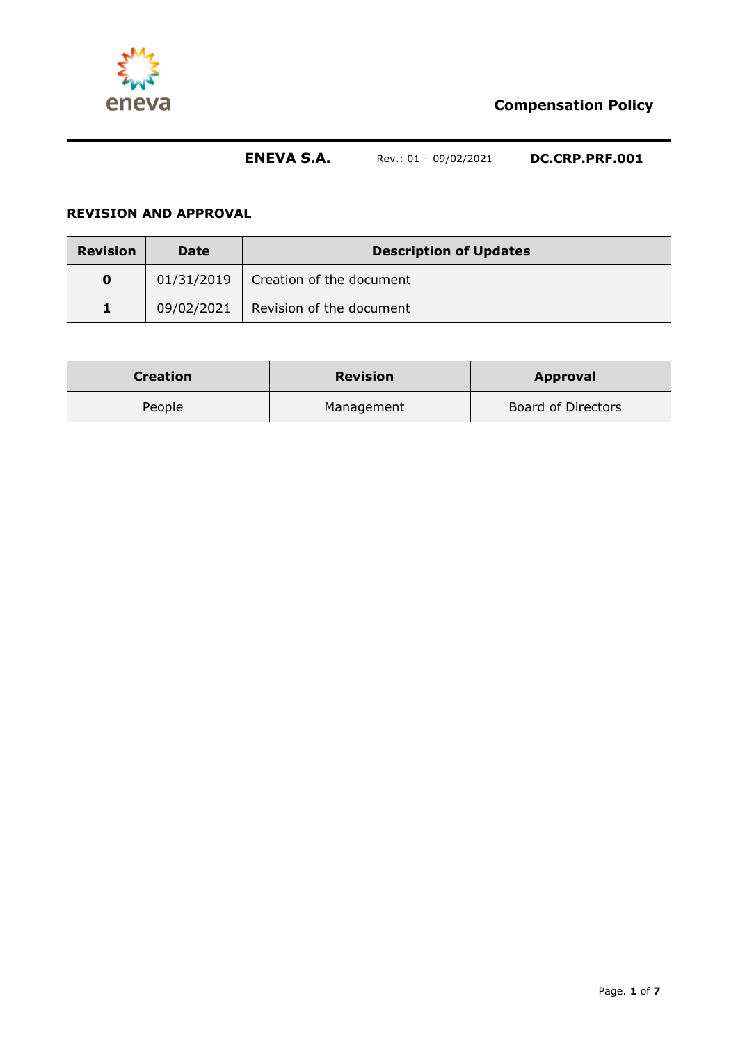**Compensation Policy**

**ENEVA S.A.** Rev.: 01 – 09/02/2021 **DC.CRP.PRF.001**

## REVISION AND APPROVAL

| Revision | Date | Description of Updates |
|---|---|---|
| **0** | 01/31/2019 | Creation of the document |
| **1** | 09/02/2021 | Revision of the document |

| Creation | Revision | Approval |
|---|---|---|
| People | Management | Board of Directors |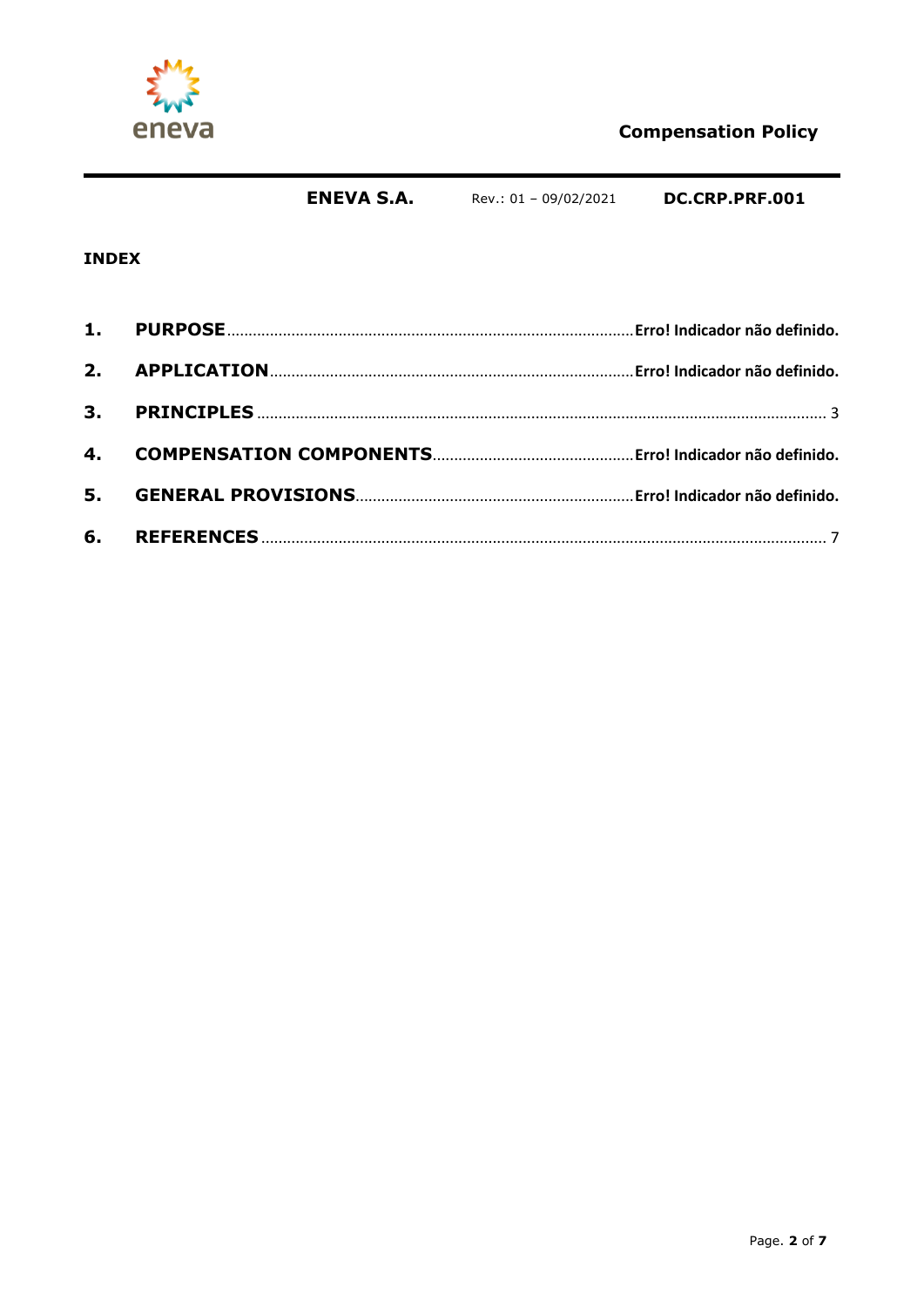**INDEX**

1. **PURPOSE** ....... **Erro! Indicador não definido.**
2. **APPLICATION** ....... **Erro! Indicador não definido.**
3. **PRINCIPLES** ....... 3
4. **COMPENSATION COMPONENTS** ....... **Erro! Indicador não definido.**
5. **GENERAL PROVISIONS** ....... **Erro! Indicador não definido.**
6. **REFERENCES** ....... 7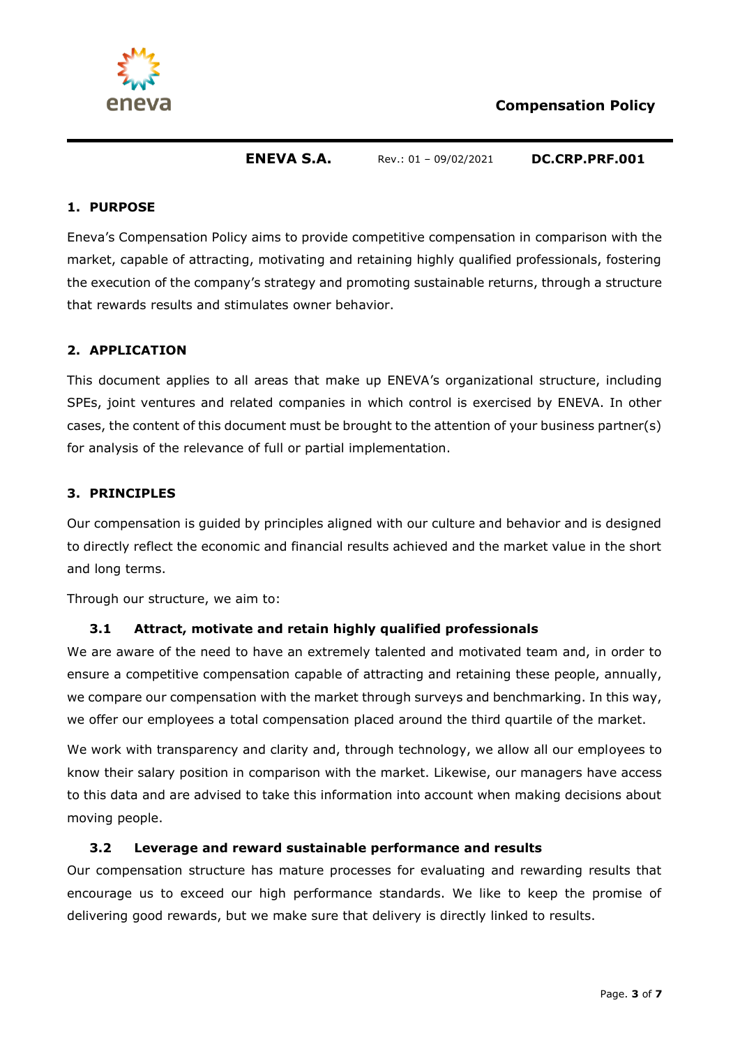## 1. PURPOSE

Eneva's Compensation Policy aims to provide competitive compensation in comparison with the market, capable of attracting, motivating and retaining highly qualified professionals, fostering the execution of the company's strategy and promoting sustainable returns, through a structure that rewards results and stimulates owner behavior.

## 2. APPLICATION

This document applies to all areas that make up ENEVA's organizational structure, including SPEs, joint ventures and related companies in which control is exercised by ENEVA. In other cases, the content of this document must be brought to the attention of your business partner(s) for analysis of the relevance of full or partial implementation.

## 3. PRINCIPLES

Our compensation is guided by principles aligned with our culture and behavior and is designed to directly reflect the economic and financial results achieved and the market value in the short and long terms.

Through our structure, we aim to:

### 3.1 Attract, motivate and retain highly qualified professionals

We are aware of the need to have an extremely talented and motivated team and, in order to ensure a competitive compensation capable of attracting and retaining these people, annually, we compare our compensation with the market through surveys and benchmarking. In this way, we offer our employees a total compensation placed around the third quartile of the market.

We work with transparency and clarity and, through technology, we allow all our employees to know their salary position in comparison with the market. Likewise, our managers have access to this data and are advised to take this information into account when making decisions about moving people.

### 3.2 Leverage and reward sustainable performance and results

Our compensation structure has mature processes for evaluating and rewarding results that encourage us to exceed our high performance standards. We like to keep the promise of delivering good rewards, but we make sure that delivery is directly linked to results.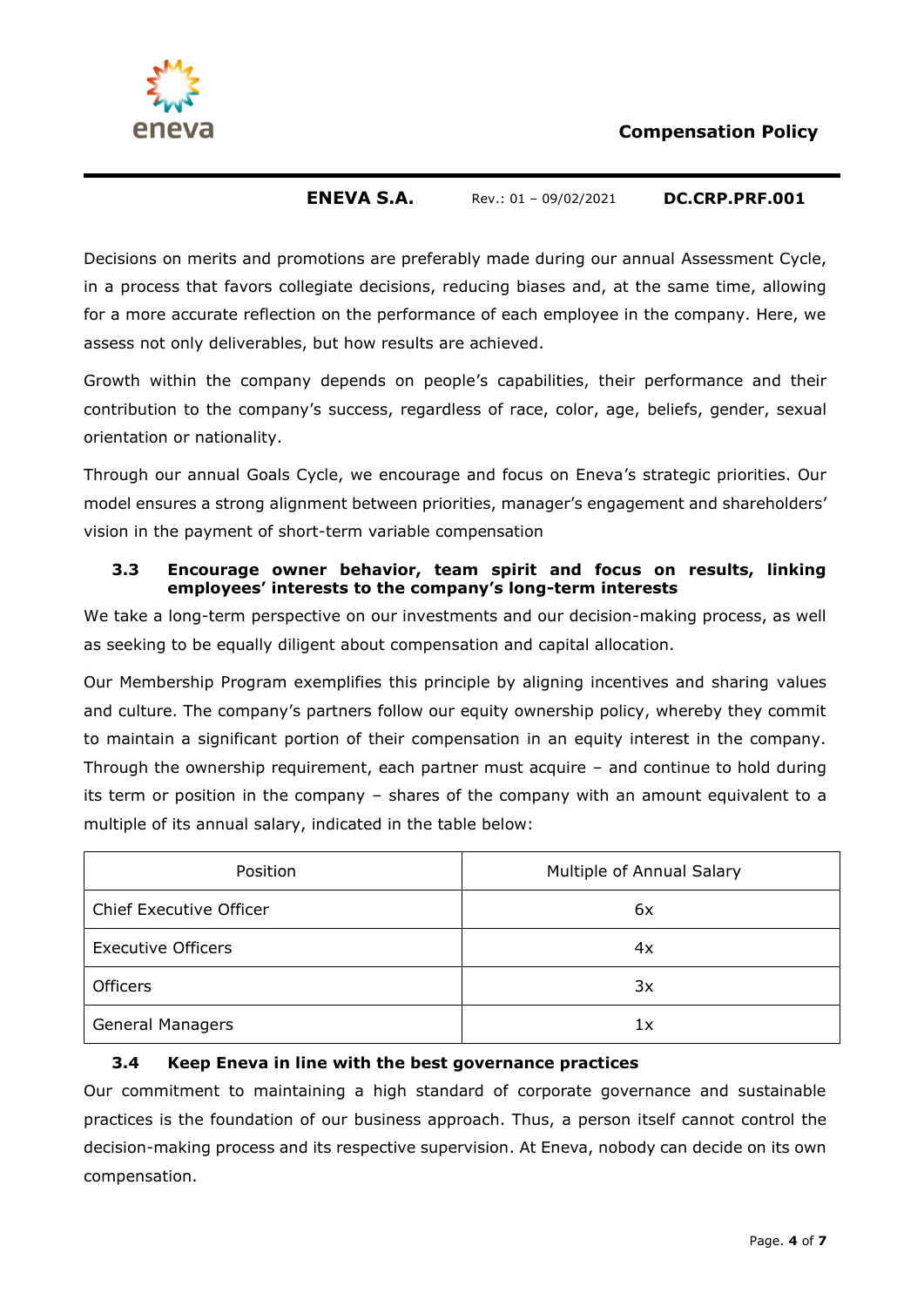Decisions on merits and promotions are preferably made during our annual Assessment Cycle, in a process that favors collegiate decisions, reducing biases and, at the same time, allowing for a more accurate reflection on the performance of each employee in the company. Here, we assess not only deliverables, but how results are achieved.

Growth within the company depends on people's capabilities, their performance and their contribution to the company's success, regardless of race, color, age, beliefs, gender, sexual orientation or nationality.

Through our annual Goals Cycle, we encourage and focus on Eneva's strategic priorities. Our model ensures a strong alignment between priorities, manager's engagement and shareholders' vision in the payment of short-term variable compensation

### 3.3 Encourage owner behavior, team spirit and focus on results, linking employees' interests to the company's long-term interests

We take a long-term perspective on our investments and our decision-making process, as well as seeking to be equally diligent about compensation and capital allocation.

Our Membership Program exemplifies this principle by aligning incentives and sharing values and culture. The company's partners follow our equity ownership policy, whereby they commit to maintain a significant portion of their compensation in an equity interest in the company. Through the ownership requirement, each partner must acquire – and continue to hold during its term or position in the company – shares of the company with an amount equivalent to a multiple of its annual salary, indicated in the table below:

| Position | Multiple of Annual Salary |
|---|---|
| Chief Executive Officer | 6x |
| Executive Officers | 4x |
| Officers | 3x |
| General Managers | 1x |

### 3.4 Keep Eneva in line with the best governance practices

Our commitment to maintaining a high standard of corporate governance and sustainable practices is the foundation of our business approach. Thus, a person itself cannot control the decision-making process and its respective supervision. At Eneva, nobody can decide on its own compensation.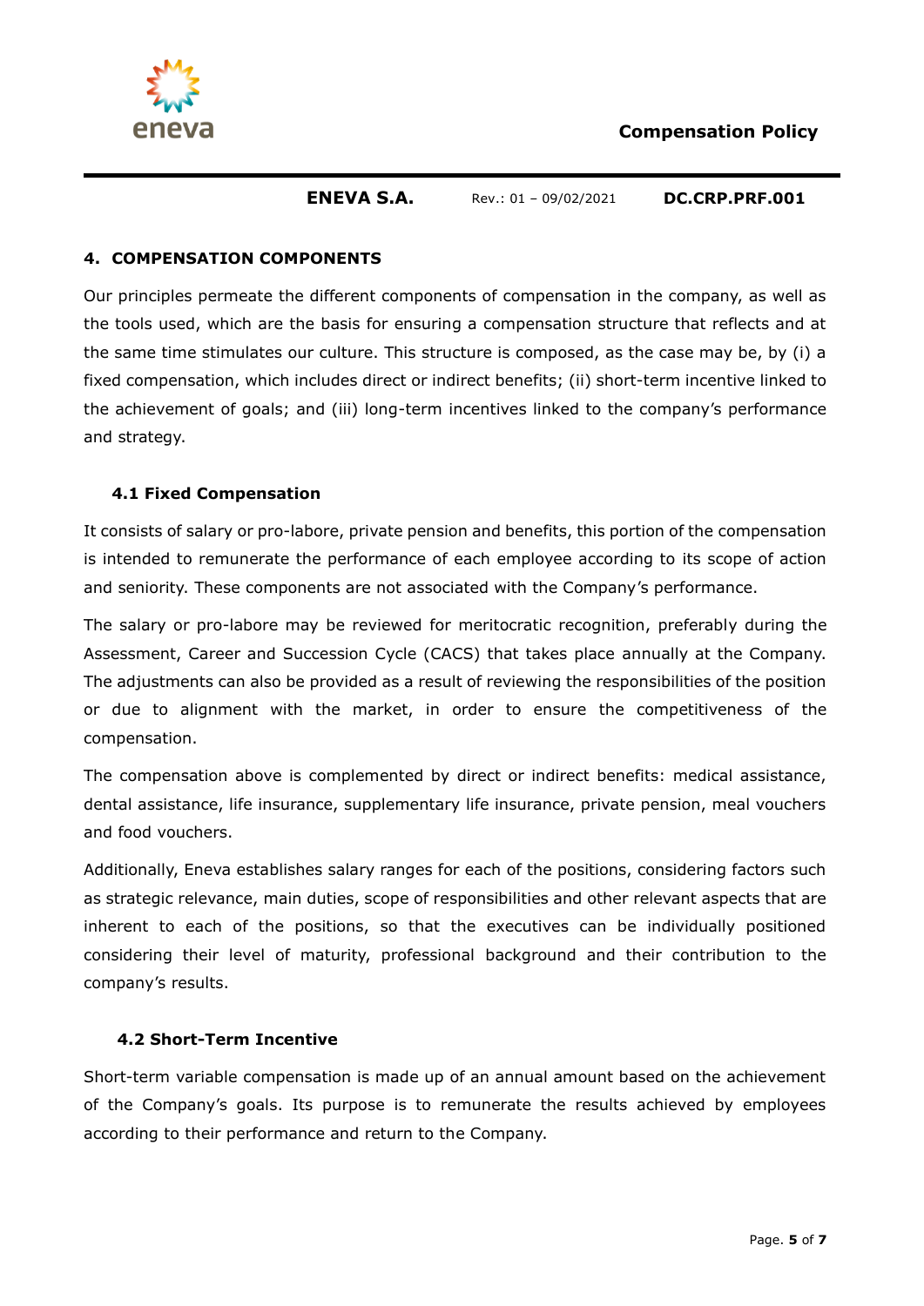## 4. COMPENSATION COMPONENTS

Our principles permeate the different components of compensation in the company, as well as the tools used, which are the basis for ensuring a compensation structure that reflects and at the same time stimulates our culture. This structure is composed, as the case may be, by (i) a fixed compensation, which includes direct or indirect benefits; (ii) short-term incentive linked to the achievement of goals; and (iii) long-term incentives linked to the company's performance and strategy.

### 4.1 Fixed Compensation

It consists of salary or pro-labore, private pension and benefits, this portion of the compensation is intended to remunerate the performance of each employee according to its scope of action and seniority. These components are not associated with the Company's performance.

The salary or pro-labore may be reviewed for meritocratic recognition, preferably during the Assessment, Career and Succession Cycle (CACS) that takes place annually at the Company. The adjustments can also be provided as a result of reviewing the responsibilities of the position or due to alignment with the market, in order to ensure the competitiveness of the compensation.

The compensation above is complemented by direct or indirect benefits: medical assistance, dental assistance, life insurance, supplementary life insurance, private pension, meal vouchers and food vouchers.

Additionally, Eneva establishes salary ranges for each of the positions, considering factors such as strategic relevance, main duties, scope of responsibilities and other relevant aspects that are inherent to each of the positions, so that the executives can be individually positioned considering their level of maturity, professional background and their contribution to the company's results.

### 4.2 Short-Term Incentive

Short-term variable compensation is made up of an annual amount based on the achievement of the Company's goals. Its purpose is to remunerate the results achieved by employees according to their performance and return to the Company.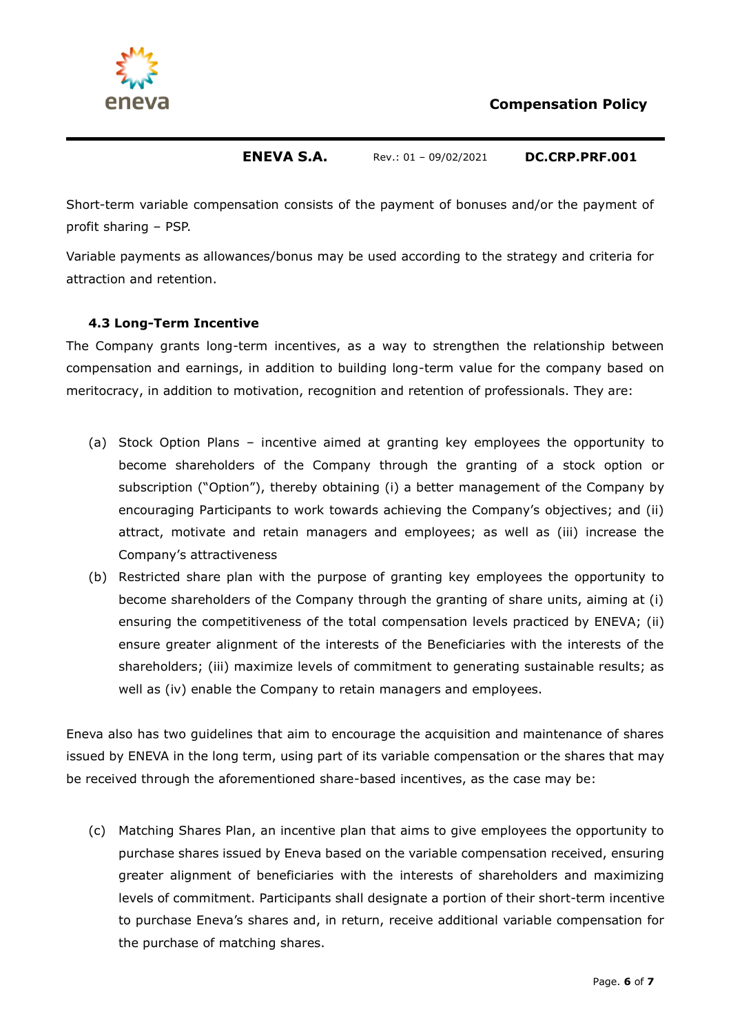Short-term variable compensation consists of the payment of bonuses and/or the payment of profit sharing – PSP.

Variable payments as allowances/bonus may be used according to the strategy and criteria for attraction and retention.

### 4.3 Long-Term Incentive

The Company grants long-term incentives, as a way to strengthen the relationship between compensation and earnings, in addition to building long-term value for the company based on meritocracy, in addition to motivation, recognition and retention of professionals. They are:

(a) Stock Option Plans – incentive aimed at granting key employees the opportunity to become shareholders of the Company through the granting of a stock option or subscription ("Option"), thereby obtaining (i) a better management of the Company by encouraging Participants to work towards achieving the Company's objectives; and (ii) attract, motivate and retain managers and employees; as well as (iii) increase the Company's attractiveness

(b) Restricted share plan with the purpose of granting key employees the opportunity to become shareholders of the Company through the granting of share units, aiming at (i) ensuring the competitiveness of the total compensation levels practiced by ENEVA; (ii) ensure greater alignment of the interests of the Beneficiaries with the interests of the shareholders; (iii) maximize levels of commitment to generating sustainable results; as well as (iv) enable the Company to retain managers and employees.

Eneva also has two guidelines that aim to encourage the acquisition and maintenance of shares issued by ENEVA in the long term, using part of its variable compensation or the shares that may be received through the aforementioned share-based incentives, as the case may be:

(c) Matching Shares Plan, an incentive plan that aims to give employees the opportunity to purchase shares issued by Eneva based on the variable compensation received, ensuring greater alignment of beneficiaries with the interests of shareholders and maximizing levels of commitment. Participants shall designate a portion of their short-term incentive to purchase Eneva's shares and, in return, receive additional variable compensation for the purchase of matching shares.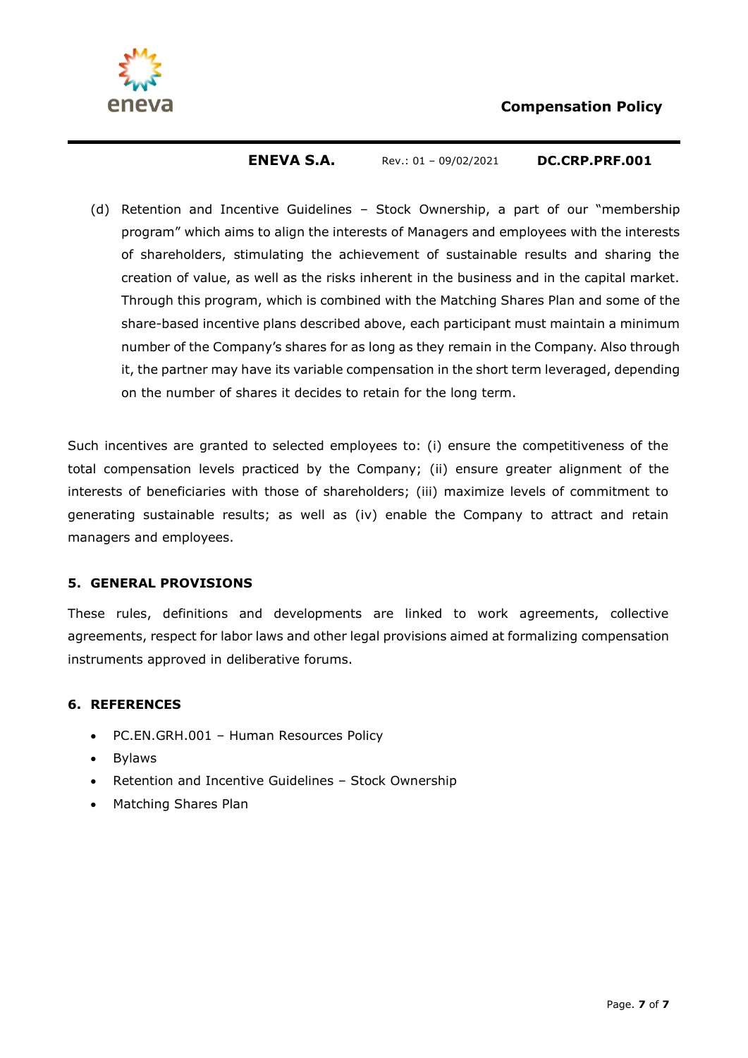(d) Retention and Incentive Guidelines – Stock Ownership, a part of our "membership program" which aims to align the interests of Managers and employees with the interests of shareholders, stimulating the achievement of sustainable results and sharing the creation of value, as well as the risks inherent in the business and in the capital market. Through this program, which is combined with the Matching Shares Plan and some of the share-based incentive plans described above, each participant must maintain a minimum number of the Company's shares for as long as they remain in the Company. Also through it, the partner may have its variable compensation in the short term leveraged, depending on the number of shares it decides to retain for the long term.

Such incentives are granted to selected employees to: (i) ensure the competitiveness of the total compensation levels practiced by the Company; (ii) ensure greater alignment of the interests of beneficiaries with those of shareholders; (iii) maximize levels of commitment to generating sustainable results; as well as (iv) enable the Company to attract and retain managers and employees.

## 5. GENERAL PROVISIONS

These rules, definitions and developments are linked to work agreements, collective agreements, respect for labor laws and other legal provisions aimed at formalizing compensation instruments approved in deliberative forums.

## 6. REFERENCES

- PC.EN.GRH.001 – Human Resources Policy
- Bylaws
- Retention and Incentive Guidelines – Stock Ownership
- Matching Shares Plan